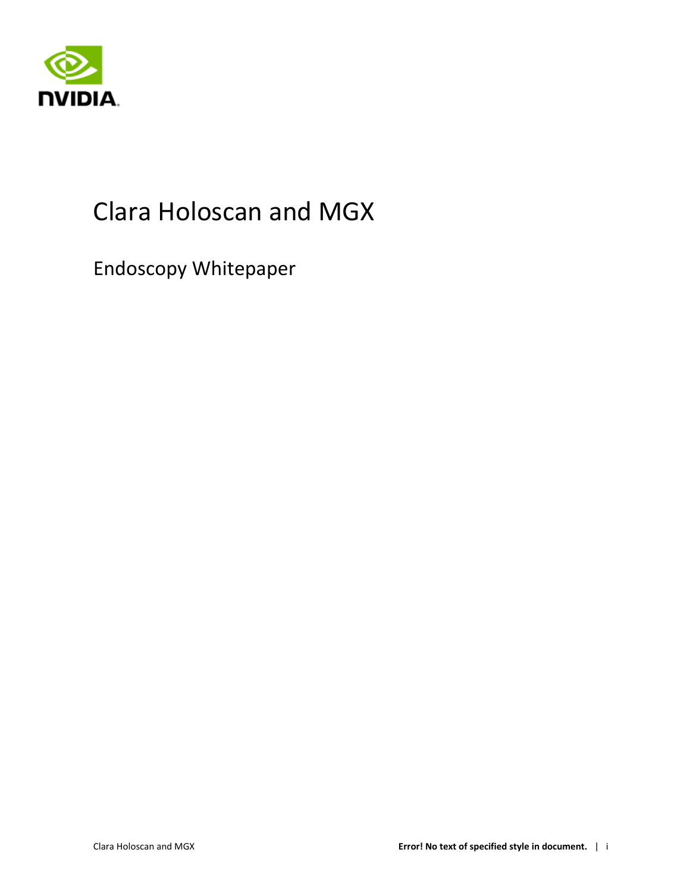# Clara Holoscan and MGX

## Endoscopy Whitepaper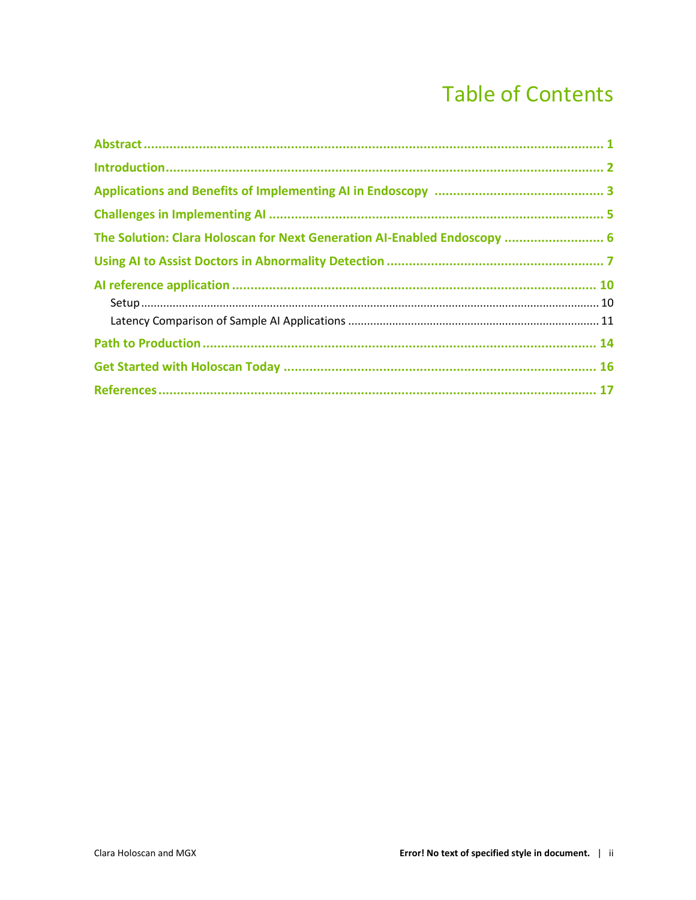# Table of Contents

**Abstract** ..................................................................................................................... **1**

**Introduction** ................................................................................................................ **2**

**Applications and Benefits of Implementing AI in Endoscopy** ............................................. **3**

**Challenges in Implementing AI** ...................................................................................... **5**

**The Solution: Clara Holoscan for Next Generation AI-Enabled Endoscopy** ........................ **6**

**Using AI to Assist Doctors in Abnormality Detection** ........................................................ **7**

**AI reference application** ............................................................................................... **10**

- Setup ............................................................................................................................ 10
- Latency Comparison of Sample AI Applications ............................................................... 11

**Path to Production** ...................................................................................................... **14**

**Get Started with Holoscan Today** ................................................................................. **16**

**References** ................................................................................................................... **17**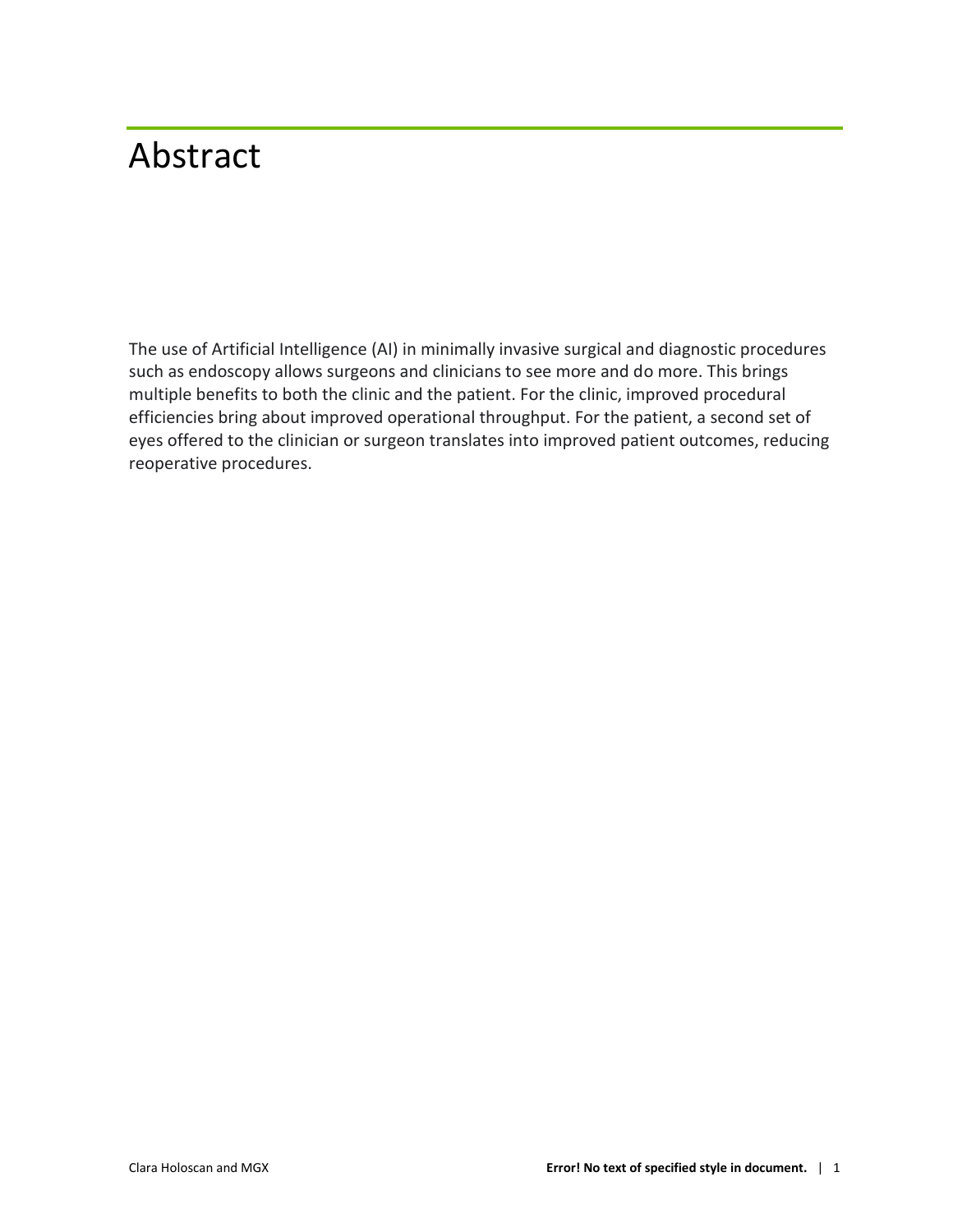# Abstract

The use of Artificial Intelligence (AI) in minimally invasive surgical and diagnostic procedures such as endoscopy allows surgeons and clinicians to see more and do more. This brings multiple benefits to both the clinic and the patient. For the clinic, improved procedural efficiencies bring about improved operational throughput. For the patient, a second set of eyes offered to the clinician or surgeon translates into improved patient outcomes, reducing reoperative procedures.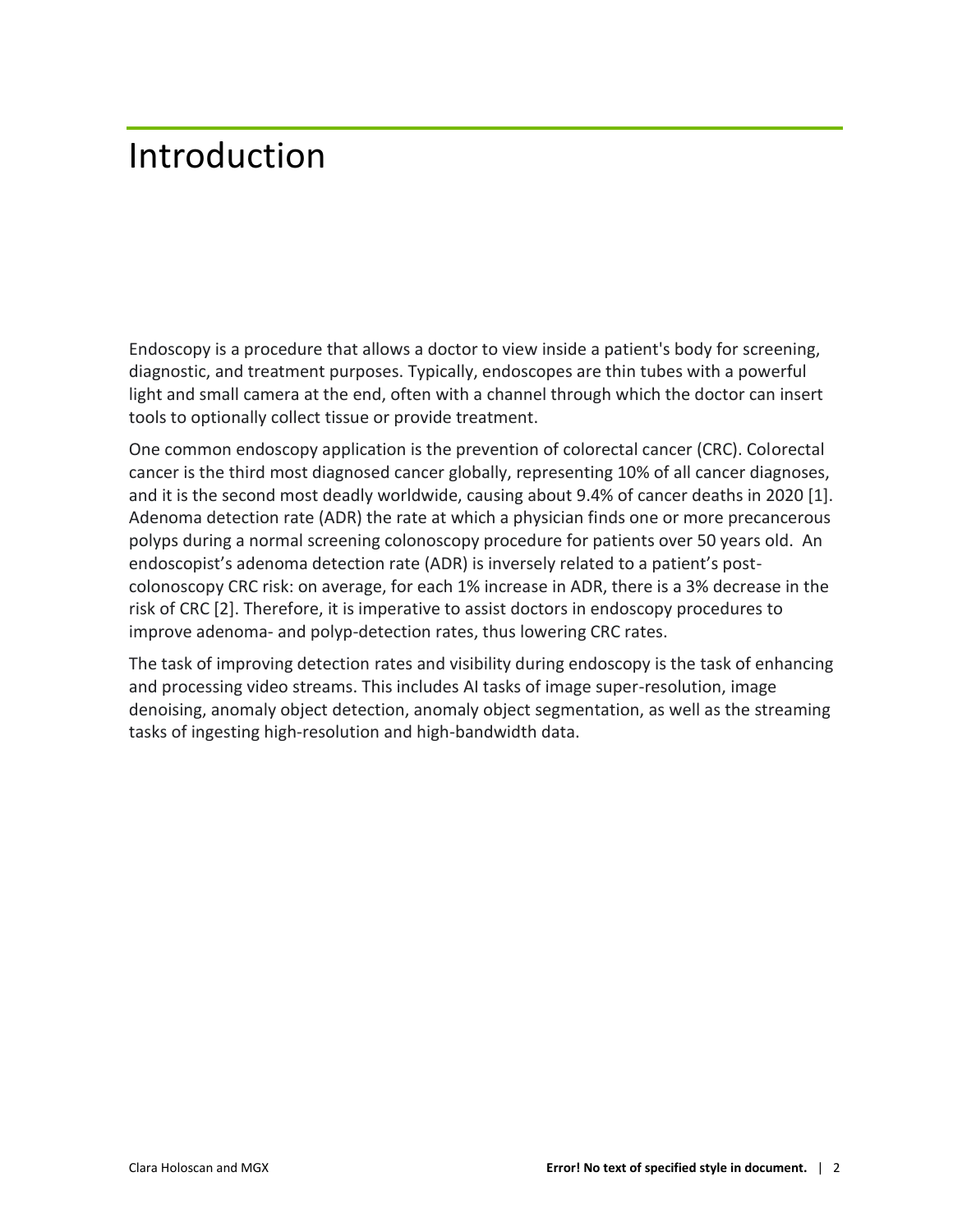# Introduction

Endoscopy is a procedure that allows a doctor to view inside a patient's body for screening, diagnostic, and treatment purposes. Typically, endoscopes are thin tubes with a powerful light and small camera at the end, often with a channel through which the doctor can insert tools to optionally collect tissue or provide treatment.

One common endoscopy application is the prevention of colorectal cancer (CRC). Colorectal cancer is the third most diagnosed cancer globally, representing 10% of all cancer diagnoses, and it is the second most deadly worldwide, causing about 9.4% of cancer deaths in 2020 [1]. Adenoma detection rate (ADR) the rate at which a physician finds one or more precancerous polyps during a normal screening colonoscopy procedure for patients over 50 years old. An endoscopist's adenoma detection rate (ADR) is inversely related to a patient's post-colonoscopy CRC risk: on average, for each 1% increase in ADR, there is a 3% decrease in the risk of CRC [2]. Therefore, it is imperative to assist doctors in endoscopy procedures to improve adenoma- and polyp-detection rates, thus lowering CRC rates.

The task of improving detection rates and visibility during endoscopy is the task of enhancing and processing video streams. This includes AI tasks of image super-resolution, image denoising, anomaly object detection, anomaly object segmentation, as well as the streaming tasks of ingesting high-resolution and high-bandwidth data.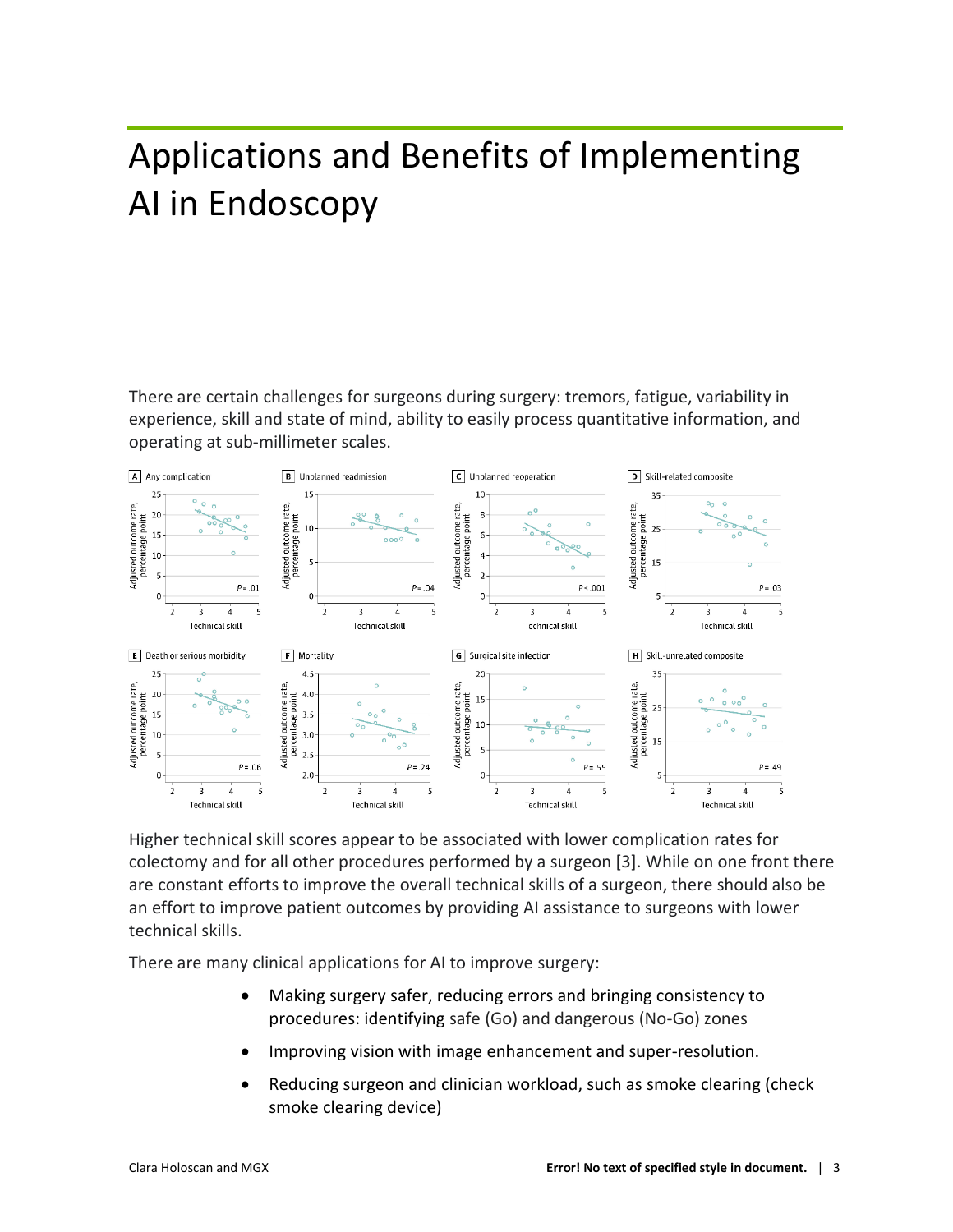# Applications and Benefits of Implementing AI in Endoscopy

There are certain challenges for surgeons during surgery: tremors, fatigue, variability in experience, skill and state of mind, ability to easily process quantitative information, and operating at sub-millimeter scales.

Higher technical skill scores appear to be associated with lower complication rates for colectomy and for all other procedures performed by a surgeon [3]. While on one front there are constant efforts to improve the overall technical skills of a surgeon, there should also be an effort to improve patient outcomes by providing AI assistance to surgeons with lower technical skills.

There are many clinical applications for AI to improve surgery:

- Making surgery safer, reducing errors and bringing consistency to procedures: identifying safe (Go) and dangerous (No-Go) zones
- Improving vision with image enhancement and super-resolution.
- Reducing surgeon and clinician workload, such as smoke clearing (check smoke clearing device)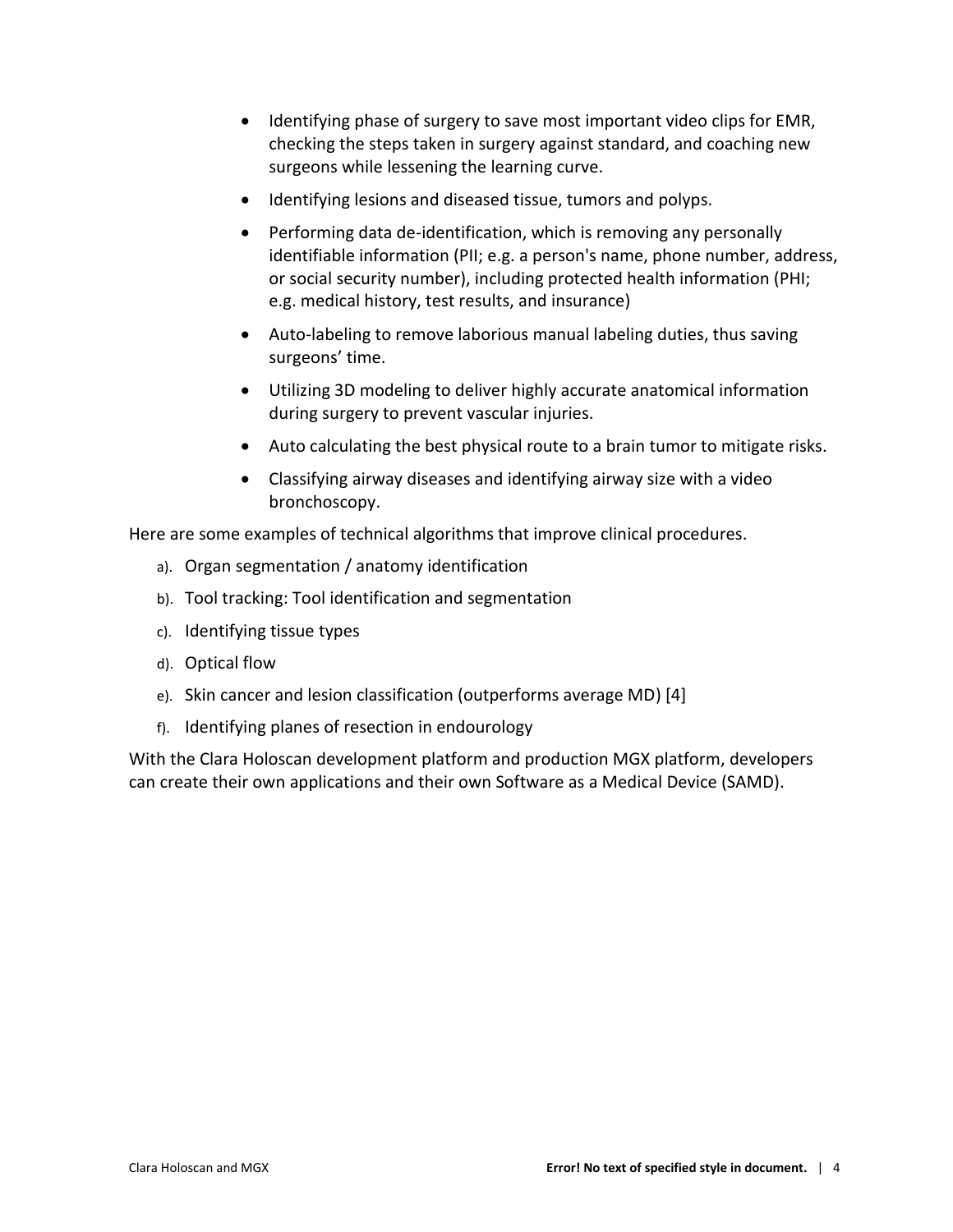- Identifying phase of surgery to save most important video clips for EMR, checking the steps taken in surgery against standard, and coaching new surgeons while lessening the learning curve.
- Identifying lesions and diseased tissue, tumors and polyps.
- Performing data de-identification, which is removing any personally identifiable information (PII; e.g. a person's name, phone number, address, or social security number), including protected health information (PHI; e.g. medical history, test results, and insurance)
- Auto-labeling to remove laborious manual labeling duties, thus saving surgeons' time.
- Utilizing 3D modeling to deliver highly accurate anatomical information during surgery to prevent vascular injuries.
- Auto calculating the best physical route to a brain tumor to mitigate risks.
- Classifying airway diseases and identifying airway size with a video bronchoscopy.

Here are some examples of technical algorithms that improve clinical procedures.

a). Organ segmentation / anatomy identification

b). Tool tracking: Tool identification and segmentation

c). Identifying tissue types

d). Optical flow

e). Skin cancer and lesion classification (outperforms average MD) [4]

f). Identifying planes of resection in endourology

With the Clara Holoscan development platform and production MGX platform, developers can create their own applications and their own Software as a Medical Device (SAMD).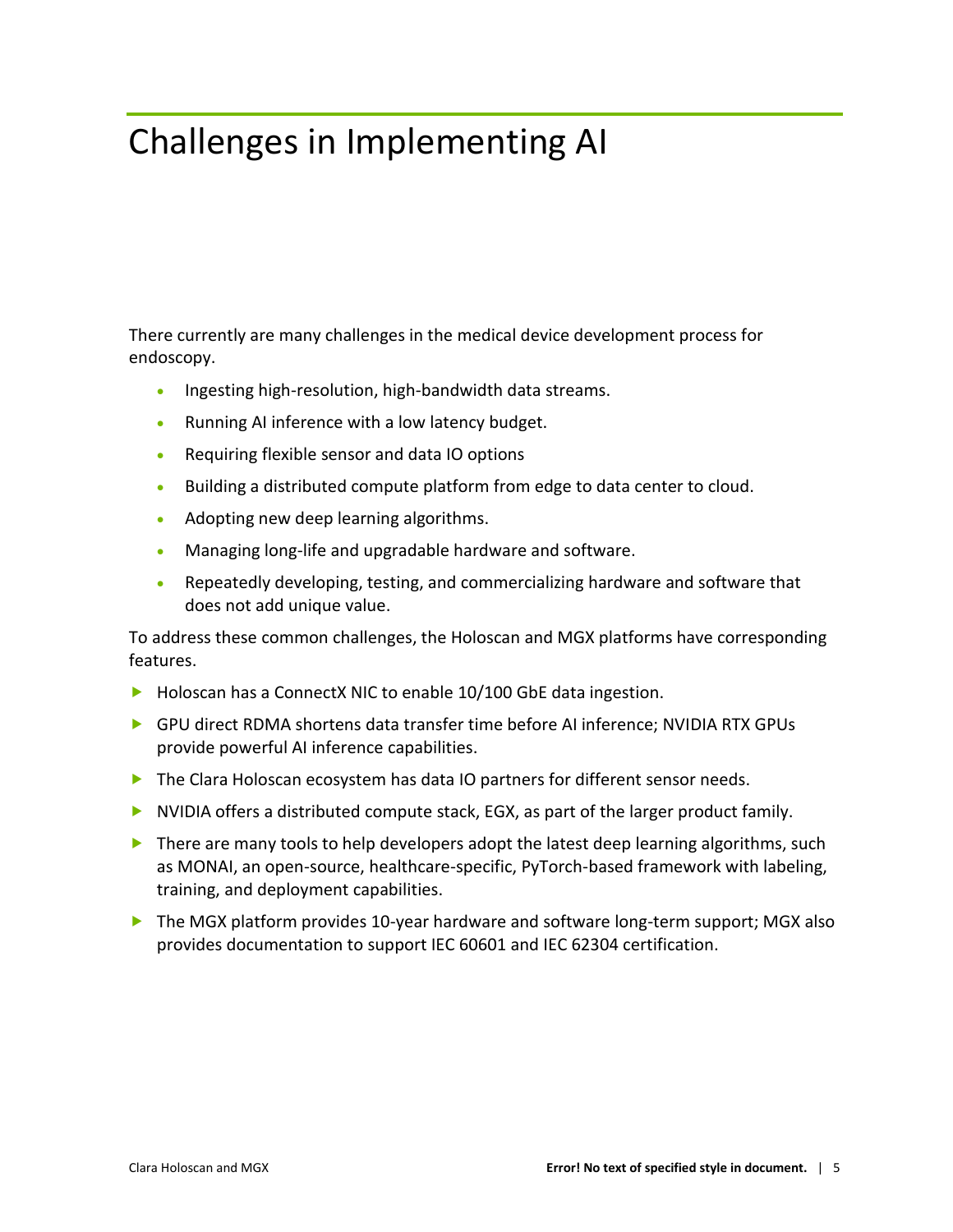# Challenges in Implementing AI

There currently are many challenges in the medical device development process for endoscopy.

- Ingesting high-resolution, high-bandwidth data streams.
- Running AI inference with a low latency budget.
- Requiring flexible sensor and data IO options
- Building a distributed compute platform from edge to data center to cloud.
- Adopting new deep learning algorithms.
- Managing long-life and upgradable hardware and software.
- Repeatedly developing, testing, and commercializing hardware and software that does not add unique value.

To address these common challenges, the Holoscan and MGX platforms have corresponding features.

- Holoscan has a ConnectX NIC to enable 10/100 GbE data ingestion.
- GPU direct RDMA shortens data transfer time before AI inference; NVIDIA RTX GPUs provide powerful AI inference capabilities.
- The Clara Holoscan ecosystem has data IO partners for different sensor needs.
- NVIDIA offers a distributed compute stack, EGX, as part of the larger product family.
- There are many tools to help developers adopt the latest deep learning algorithms, such as MONAI, an open-source, healthcare-specific, PyTorch-based framework with labeling, training, and deployment capabilities.
- The MGX platform provides 10-year hardware and software long-term support; MGX also provides documentation to support IEC 60601 and IEC 62304 certification.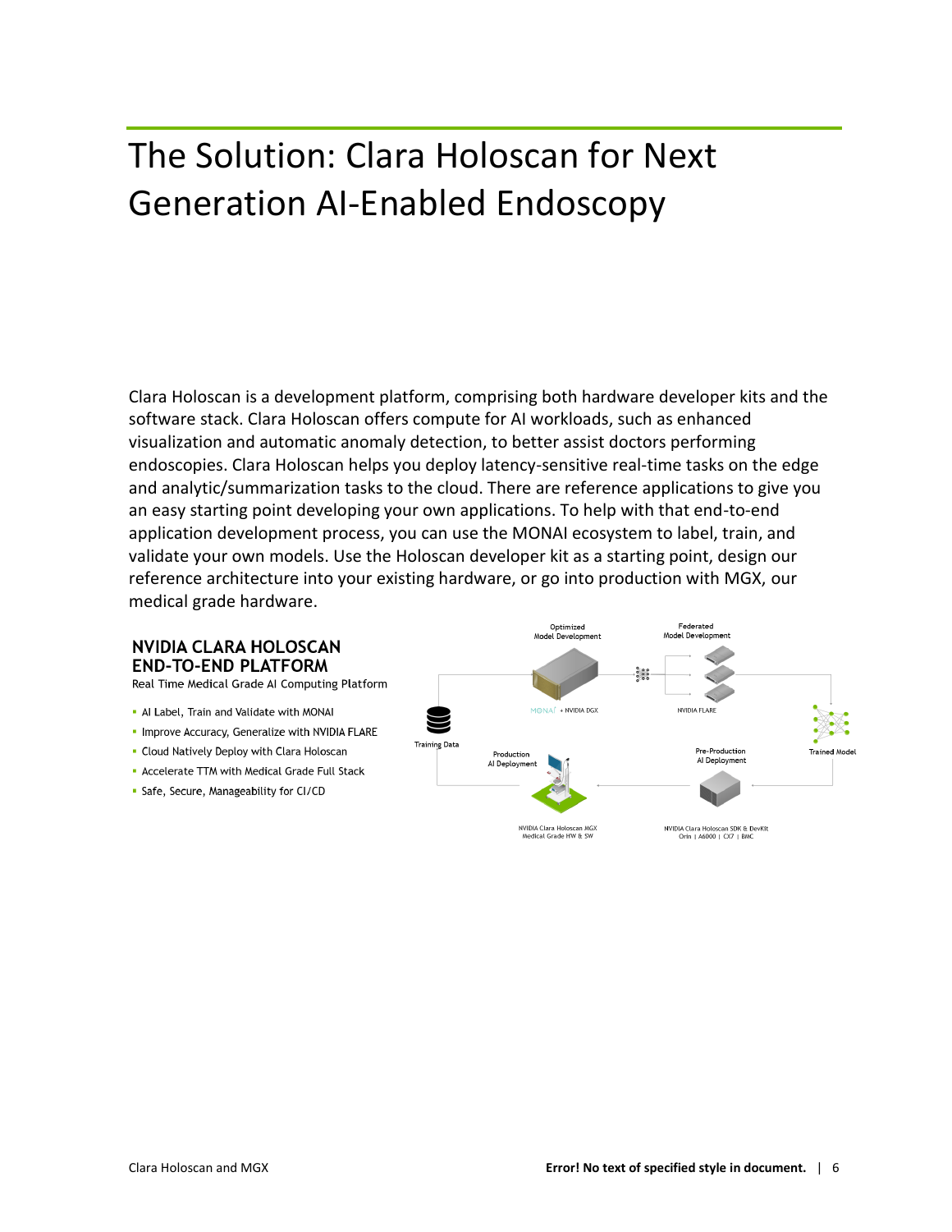# The Solution: Clara Holoscan for Next Generation AI-Enabled Endoscopy

Clara Holoscan is a development platform, comprising both hardware developer kits and the software stack. Clara Holoscan offers compute for AI workloads, such as enhanced visualization and automatic anomaly detection, to better assist doctors performing endoscopies. Clara Holoscan helps you deploy latency-sensitive real-time tasks on the edge and analytic/summarization tasks to the cloud. There are reference applications to give you an easy starting point developing your own applications. To help with that end-to-end application development process, you can use the MONAI ecosystem to label, train, and validate your own models. Use the Holoscan developer kit as a starting point, design our reference architecture into your existing hardware, or go into production with MGX, our medical grade hardware.

**NVIDIA CLARA HOLOSCAN END-TO-END PLATFORM**

Real Time Medical Grade AI Computing Platform

- AI Label, Train and Validate with MONAI
- Improve Accuracy, Generalize with NVIDIA FLARE
- Cloud Natively Deploy with Clara Holoscan
- Accelerate TTM with Medical Grade Full Stack
- Safe, Secure, Manageability for CI/CD

Optimized Model Development — MONAI + NVIDIA DGX

Federated Model Development — NVIDIA FLARE

Training Data

Trained Model

Production AI Deployment — NVIDIA Clara Holoscan MGX Medical Grade HW & SW

Pre-Production AI Deployment — NVIDIA Clara Holoscan SDK & DevKit Orin | A6000 | CX7 | BMC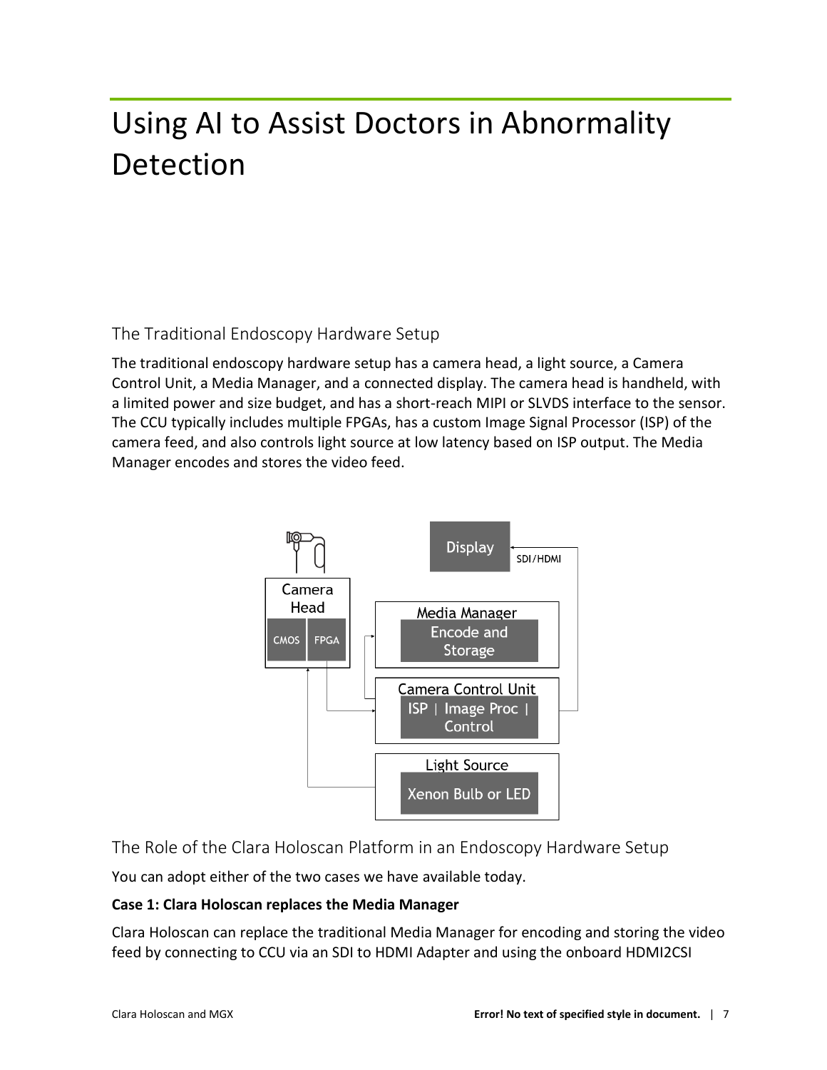# Using AI to Assist Doctors in Abnormality Detection

## The Traditional Endoscopy Hardware Setup

The traditional endoscopy hardware setup has a camera head, a light source, a Camera Control Unit, a Media Manager, and a connected display. The camera head is handheld, with a limited power and size budget, and has a short-reach MIPI or SLVDS interface to the sensor. The CCU typically includes multiple FPGAs, has a custom Image Signal Processor (ISP) of the camera feed, and also controls light source at low latency based on ISP output. The Media Manager encodes and stores the video feed.

## The Role of the Clara Holoscan Platform in an Endoscopy Hardware Setup

You can adopt either of the two cases we have available today.

**Case 1: Clara Holoscan replaces the Media Manager**

Clara Holoscan can replace the traditional Media Manager for encoding and storing the video feed by connecting to CCU via an SDI to HDMI Adapter and using the onboard HDMI2CSI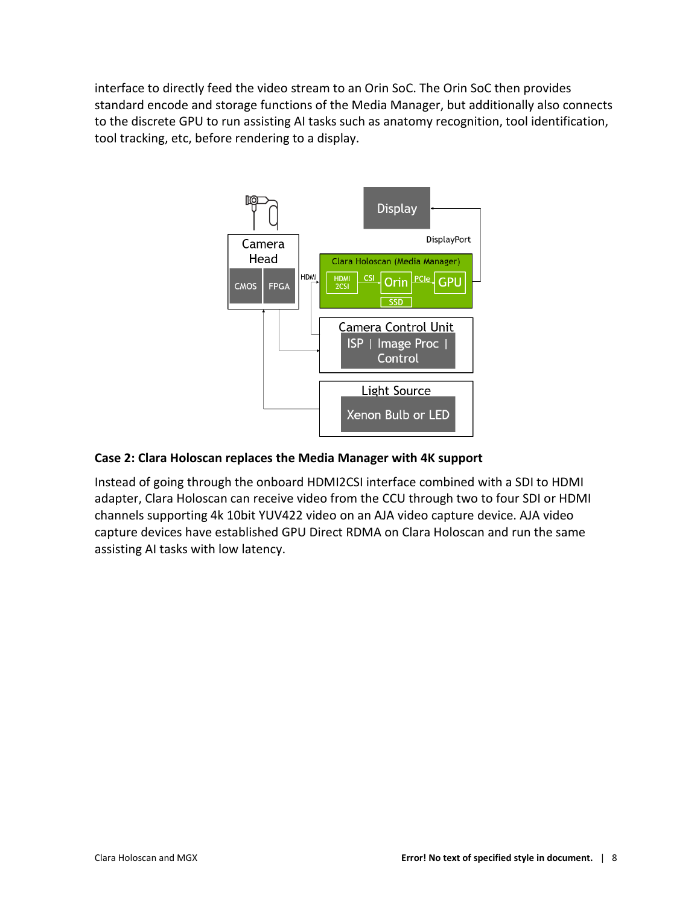interface to directly feed the video stream to an Orin SoC. The Orin SoC then provides standard encode and storage functions of the Media Manager, but additionally also connects to the discrete GPU to run assisting AI tasks such as anatomy recognition, tool identification, tool tracking, etc, before rendering to a display.

**Case 2: Clara Holoscan replaces the Media Manager with 4K support**

Instead of going through the onboard HDMI2CSI interface combined with a SDI to HDMI adapter, Clara Holoscan can receive video from the CCU through two to four SDI or HDMI channels supporting 4k 10bit YUV422 video on an AJA video capture device. AJA video capture devices have established GPU Direct RDMA on Clara Holoscan and run the same assisting AI tasks with low latency.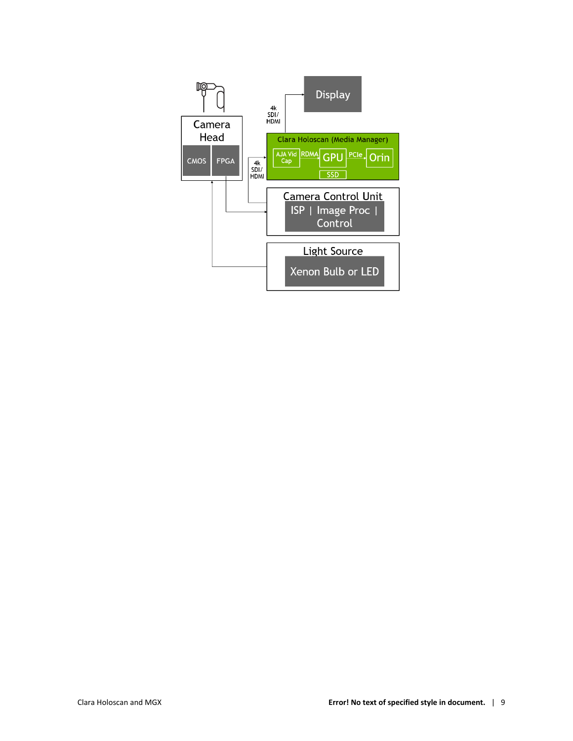Camera Head

CMOS | FPGA

Display

4k SDI/ HDMI

Clara Holoscan (Media Manager)

AJA Vid Cap → RDMA → GPU → PCIe → Orin

SSD

4k SDI/ HDMI

Camera Control Unit

ISP | Image Proc | Control

Light Source

Xenon Bulb or LED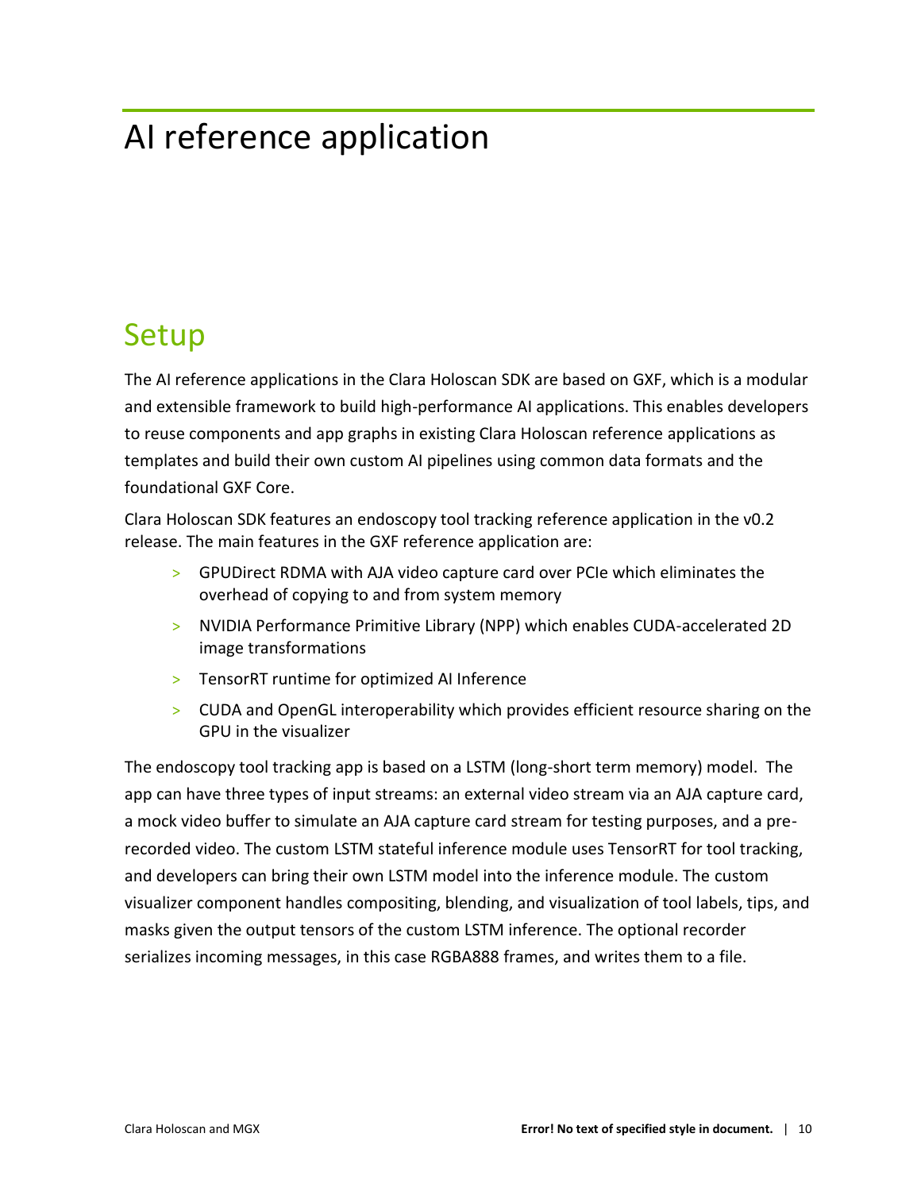# AI reference application

## Setup

The AI reference applications in the Clara Holoscan SDK are based on GXF, which is a modular and extensible framework to build high-performance AI applications. This enables developers to reuse components and app graphs in existing Clara Holoscan reference applications as templates and build their own custom AI pipelines using common data formats and the foundational GXF Core.

Clara Holoscan SDK features an endoscopy tool tracking reference application in the v0.2 release. The main features in the GXF reference application are:

- GPUDirect RDMA with AJA video capture card over PCIe which eliminates the overhead of copying to and from system memory
- NVIDIA Performance Primitive Library (NPP) which enables CUDA-accelerated 2D image transformations
- TensorRT runtime for optimized AI Inference
- CUDA and OpenGL interoperability which provides efficient resource sharing on the GPU in the visualizer

The endoscopy tool tracking app is based on a LSTM (long-short term memory) model. The app can have three types of input streams: an external video stream via an AJA capture card, a mock video buffer to simulate an AJA capture card stream for testing purposes, and a pre-recorded video. The custom LSTM stateful inference module uses TensorRT for tool tracking, and developers can bring their own LSTM model into the inference module. The custom visualizer component handles compositing, blending, and visualization of tool labels, tips, and masks given the output tensors of the custom LSTM inference. The optional recorder serializes incoming messages, in this case RGBA888 frames, and writes them to a file.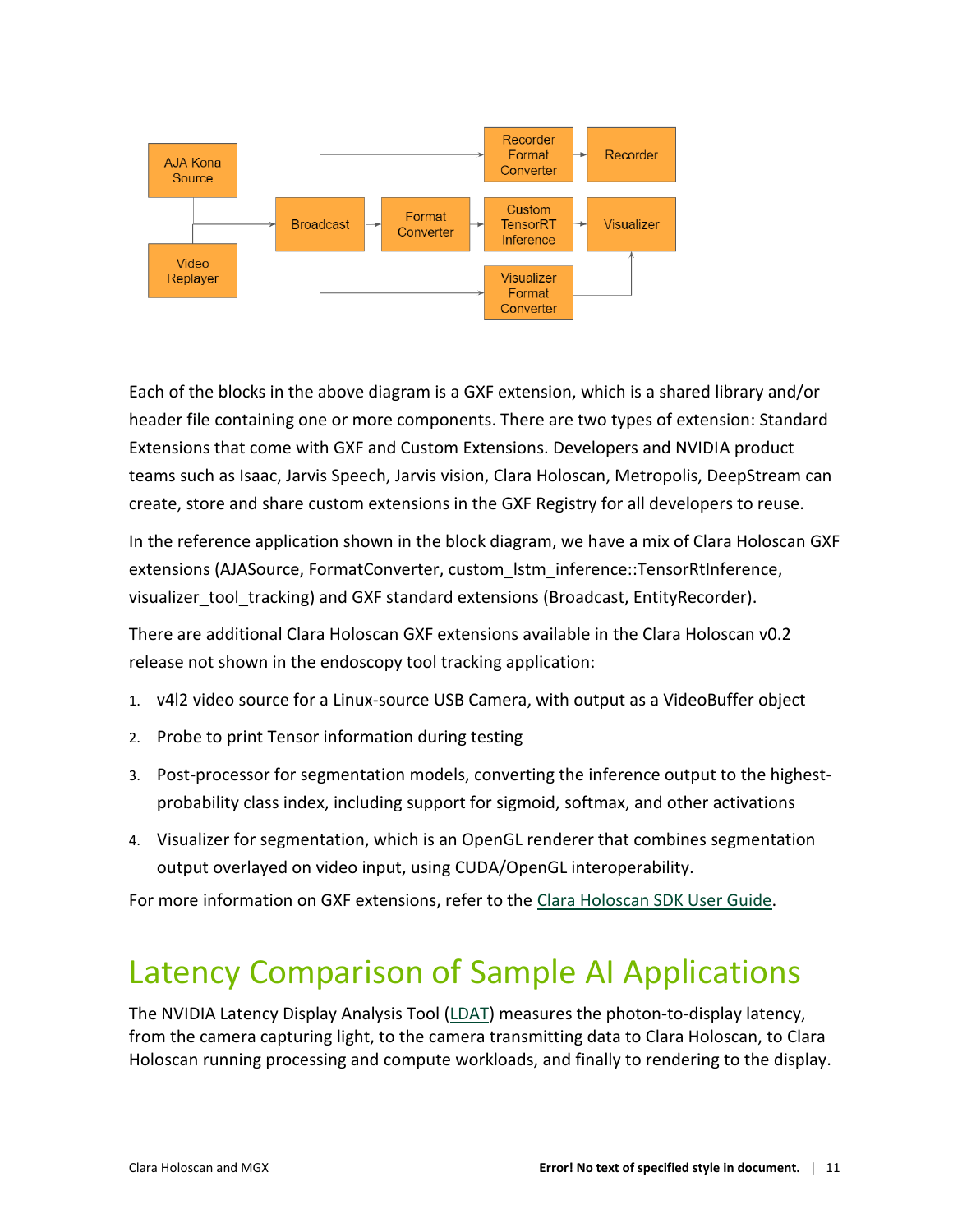Each of the blocks in the above diagram is a GXF extension, which is a shared library and/or header file containing one or more components. There are two types of extension: Standard Extensions that come with GXF and Custom Extensions. Developers and NVIDIA product teams such as Isaac, Jarvis Speech, Jarvis vision, Clara Holoscan, Metropolis, DeepStream can create, store and share custom extensions in the GXF Registry for all developers to reuse.

In the reference application shown in the block diagram, we have a mix of Clara Holoscan GXF extensions (AJASource, FormatConverter, custom_lstm_inference::TensorRtInference, visualizer_tool_tracking) and GXF standard extensions (Broadcast, EntityRecorder).

There are additional Clara Holoscan GXF extensions available in the Clara Holoscan v0.2 release not shown in the endoscopy tool tracking application:

1. v4l2 video source for a Linux-source USB Camera, with output as a VideoBuffer object
2. Probe to print Tensor information during testing
3. Post-processor for segmentation models, converting the inference output to the highest-probability class index, including support for sigmoid, softmax, and other activations
4. Visualizer for segmentation, which is an OpenGL renderer that combines segmentation output overlayed on video input, using CUDA/OpenGL interoperability.

For more information on GXF extensions, refer to the Clara Holoscan SDK User Guide.

# Latency Comparison of Sample AI Applications

The NVIDIA Latency Display Analysis Tool (LDAT) measures the photon-to-display latency, from the camera capturing light, to the camera transmitting data to Clara Holoscan, to Clara Holoscan running processing and compute workloads, and finally to rendering to the display.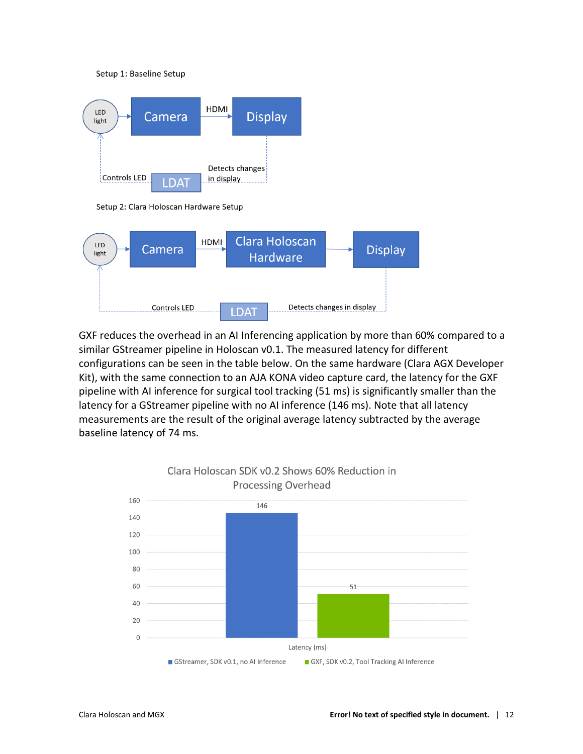Setup 1: Baseline Setup

Setup 2: Clara Holoscan Hardware Setup

GXF reduces the overhead in an AI Inferencing application by more than 60% compared to a similar GStreamer pipeline in Holoscan v0.1. The measured latency for different configurations can be seen in the table below. On the same hardware (Clara AGX Developer Kit), with the same connection to an AJA KONA video capture card, the latency for the GXF pipeline with AI inference for surgical tool tracking (51 ms) is significantly smaller than the latency for a GStreamer pipeline with no AI inference (146 ms). Note that all latency measurements are the result of the original average latency subtracted by the average baseline latency of 74 ms.

Clara Holoscan SDK v0.2 Shows 60% Reduction in Processing Overhead

| Configuration | Latency (ms) |
|---|---|
| GStreamer, SDK v0.1, no AI Inference | 146 |
| GXF, SDK v0.2, Tool Tracking AI Inference | 51 |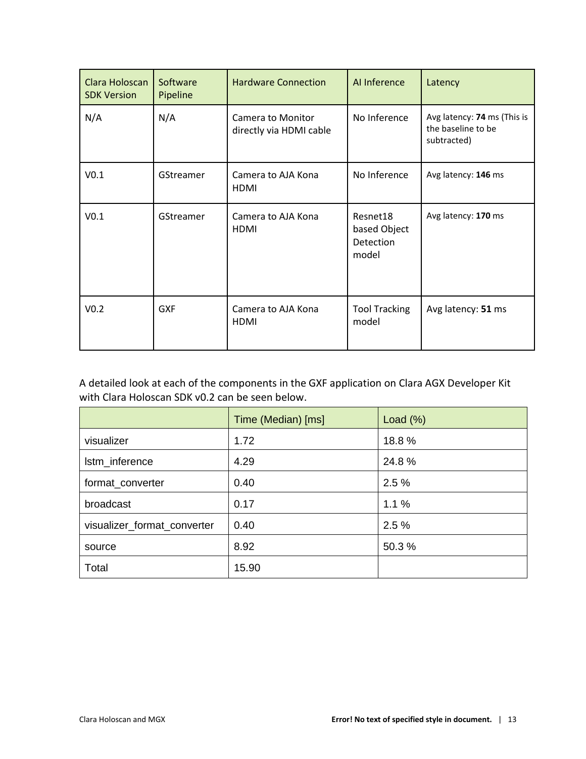| Clara Holoscan SDK Version | Software Pipeline | Hardware Connection | AI Inference | Latency |
|---|---|---|---|---|
| N/A | N/A | Camera to Monitor directly via HDMI cable | No Inference | Avg latency: **74** ms (This is the baseline to be subtracted) |
| V0.1 | GStreamer | Camera to AJA Kona HDMI | No Inference | Avg latency: **146** ms |
| V0.1 | GStreamer | Camera to AJA Kona HDMI | Resnet18 based Object Detection model | Avg latency: **170** ms |
| V0.2 | GXF | Camera to AJA Kona HDMI | Tool Tracking model | Avg latency: **51** ms |

A detailed look at each of the components in the GXF application on Clara AGX Developer Kit with Clara Holoscan SDK v0.2 can be seen below.

| | Time (Median) [ms] | Load (%) |
|---|---|---|
| visualizer | 1.72 | 18.8 % |
| lstm_inference | 4.29 | 24.8 % |
| format_converter | 0.40 | 2.5 % |
| broadcast | 0.17 | 1.1 % |
| visualizer_format_converter | 0.40 | 2.5 % |
| source | 8.92 | 50.3 % |
| Total | 15.90 | |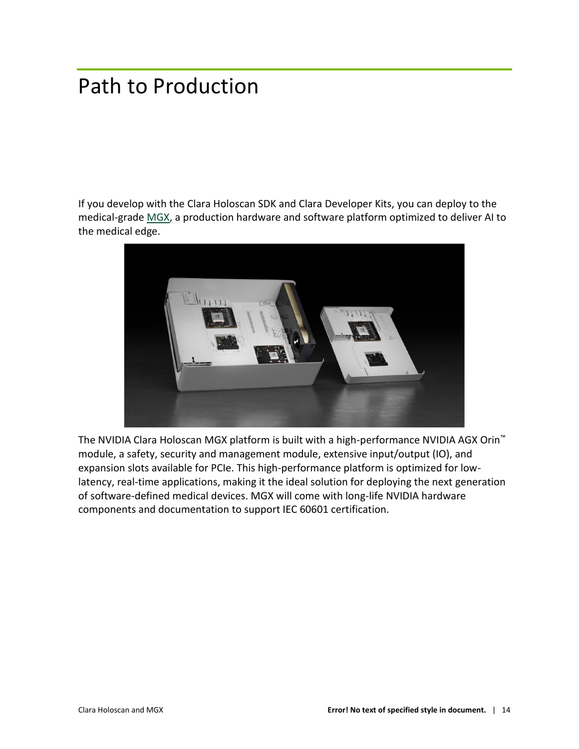# Path to Production

If you develop with the Clara Holoscan SDK and Clara Developer Kits, you can deploy to the medical-grade MGX, a production hardware and software platform optimized to deliver AI to the medical edge.

The NVIDIA Clara Holoscan MGX platform is built with a high-performance NVIDIA AGX Orin™ module, a safety, security and management module, extensive input/output (IO), and expansion slots available for PCIe. This high-performance platform is optimized for low-latency, real-time applications, making it the ideal solution for deploying the next generation of software-defined medical devices. MGX will come with long-life NVIDIA hardware components and documentation to support IEC 60601 certification.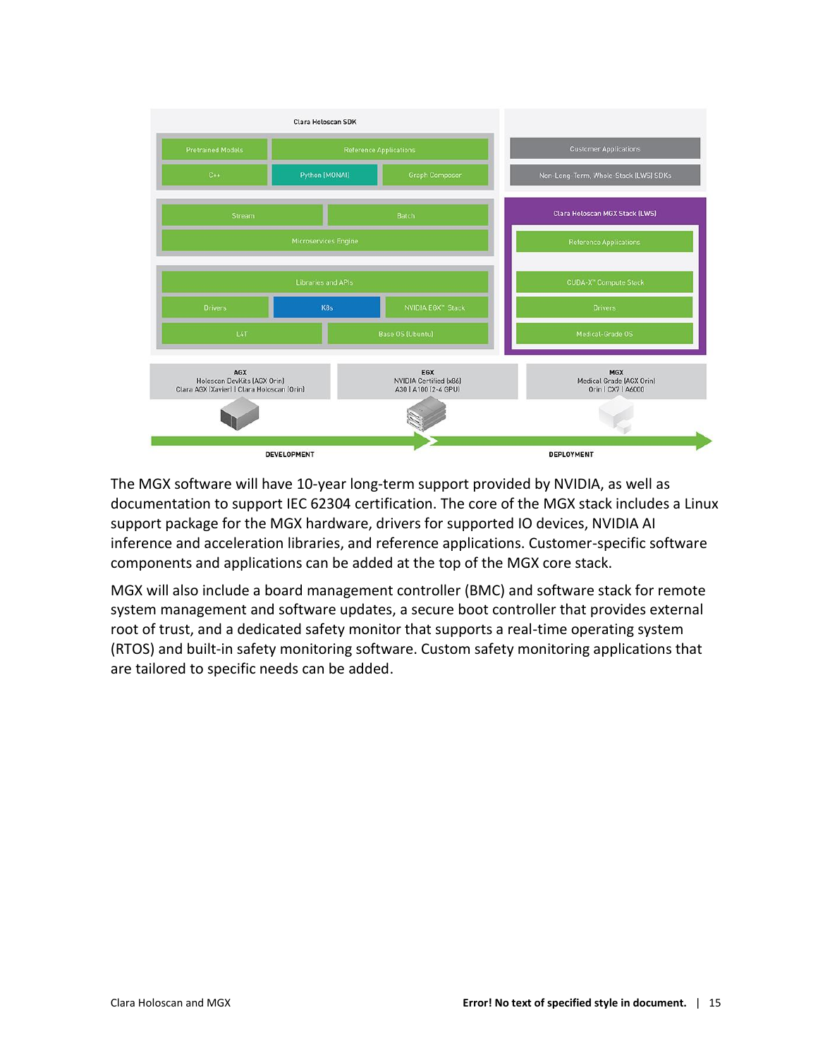Clara Holoscan SDK

| | | |
|---|---|---|
| Pretrained Models | Reference Applications | |
| C++ | Python (MONAI) | Graph Composer |
| Stream | Batch | |
| Microservices Engine | | |
| Libraries and APIs | | |
| Drivers | K8s | NVIDIA EGX™ Stack |
| L4T | Base OS (Ubuntu) | |

| |
|---|
| Customer Applications |
| Non-Long-Term, Whole-Stack (LWS) SDKs |
| Clara Holoscan MGX Stack (LWS) |
| Reference Applications |
| CUDA-X™ Compute Stack |
| Drivers |
| Medical-Grade OS |

| AGX | EGX | MGX |
|---|---|---|
| Holoscan DevKits (AGX Orin) Clara AGX (Xavier) \| Clara Holoscan (Orin) | NVIDIA Certified (x86) A30 \| A100 (2-4 GPU) | Medical Grade (AGX Orin) Orin \| CX7 \| A6000 |

DEVELOPMENT → DEPLOYMENT

The MGX software will have 10-year long-term support provided by NVIDIA, as well as documentation to support IEC 62304 certification. The core of the MGX stack includes a Linux support package for the MGX hardware, drivers for supported IO devices, NVIDIA AI inference and acceleration libraries, and reference applications. Customer-specific software components and applications can be added at the top of the MGX core stack.

MGX will also include a board management controller (BMC) and software stack for remote system management and software updates, a secure boot controller that provides external root of trust, and a dedicated safety monitor that supports a real-time operating system (RTOS) and built-in safety monitoring software. Custom safety monitoring applications that are tailored to specific needs can be added.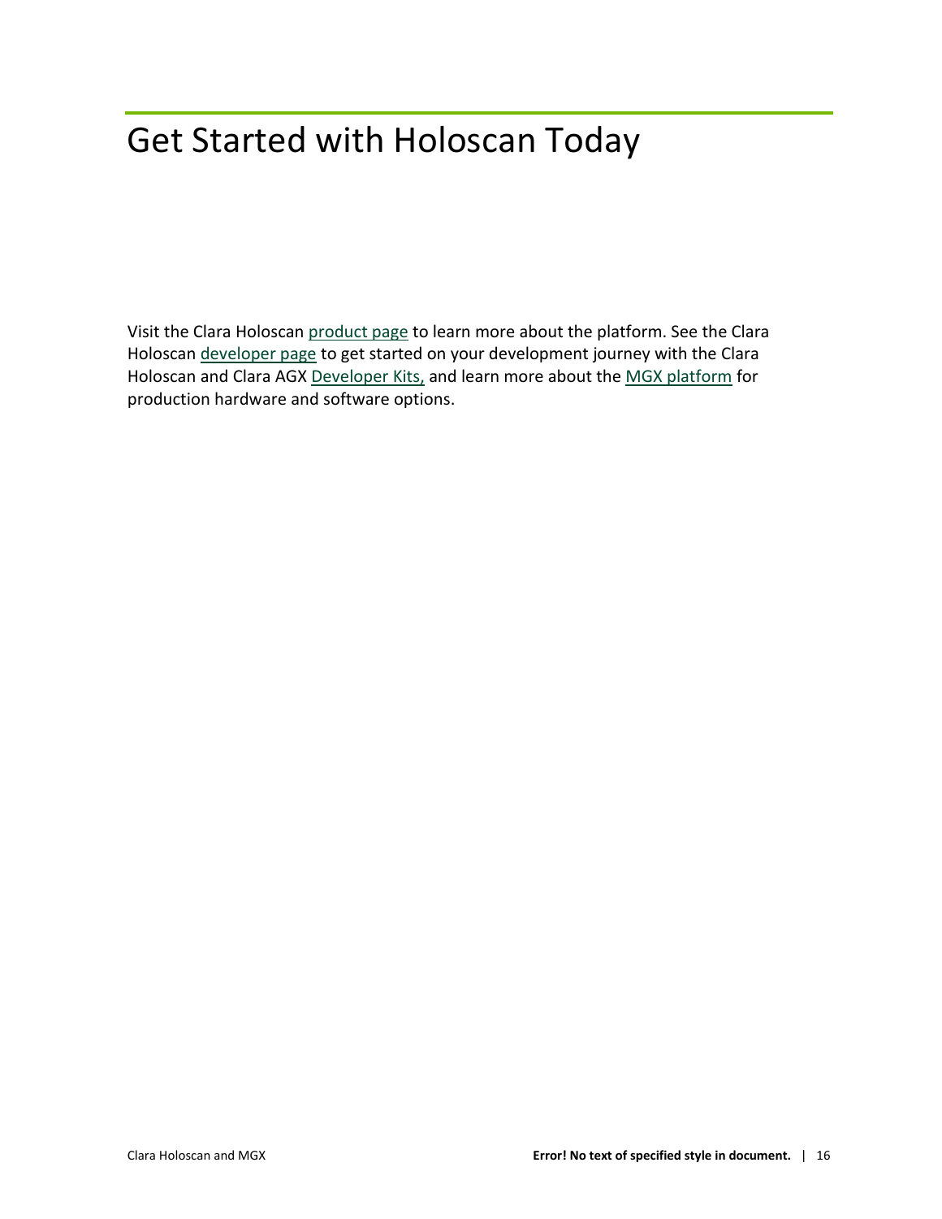# Get Started with Holoscan Today

Visit the Clara Holoscan product page to learn more about the platform. See the Clara Holoscan developer page to get started on your development journey with the Clara Holoscan and Clara AGX Developer Kits, and learn more about the MGX platform for production hardware and software options.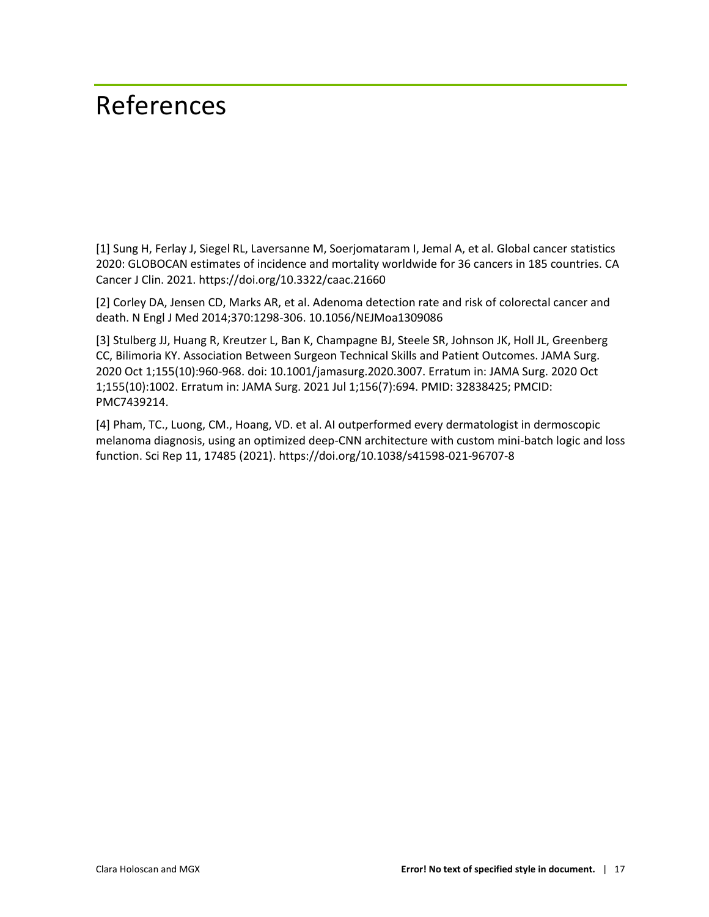# References

[1] Sung H, Ferlay J, Siegel RL, Laversanne M, Soerjomataram I, Jemal A, et al. Global cancer statistics 2020: GLOBOCAN estimates of incidence and mortality worldwide for 36 cancers in 185 countries. CA Cancer J Clin. 2021. https://doi.org/10.3322/caac.21660

[2] Corley DA, Jensen CD, Marks AR, et al. Adenoma detection rate and risk of colorectal cancer and death. N Engl J Med 2014;370:1298-306. 10.1056/NEJMoa1309086

[3] Stulberg JJ, Huang R, Kreutzer L, Ban K, Champagne BJ, Steele SR, Johnson JK, Holl JL, Greenberg CC, Bilimoria KY. Association Between Surgeon Technical Skills and Patient Outcomes. JAMA Surg. 2020 Oct 1;155(10):960-968. doi: 10.1001/jamasurg.2020.3007. Erratum in: JAMA Surg. 2020 Oct 1;155(10):1002. Erratum in: JAMA Surg. 2021 Jul 1;156(7):694. PMID: 32838425; PMCID: PMC7439214.

[4] Pham, TC., Luong, CM., Hoang, VD. et al. AI outperformed every dermatologist in dermoscopic melanoma diagnosis, using an optimized deep-CNN architecture with custom mini-batch logic and loss function. Sci Rep 11, 17485 (2021). https://doi.org/10.1038/s41598-021-96707-8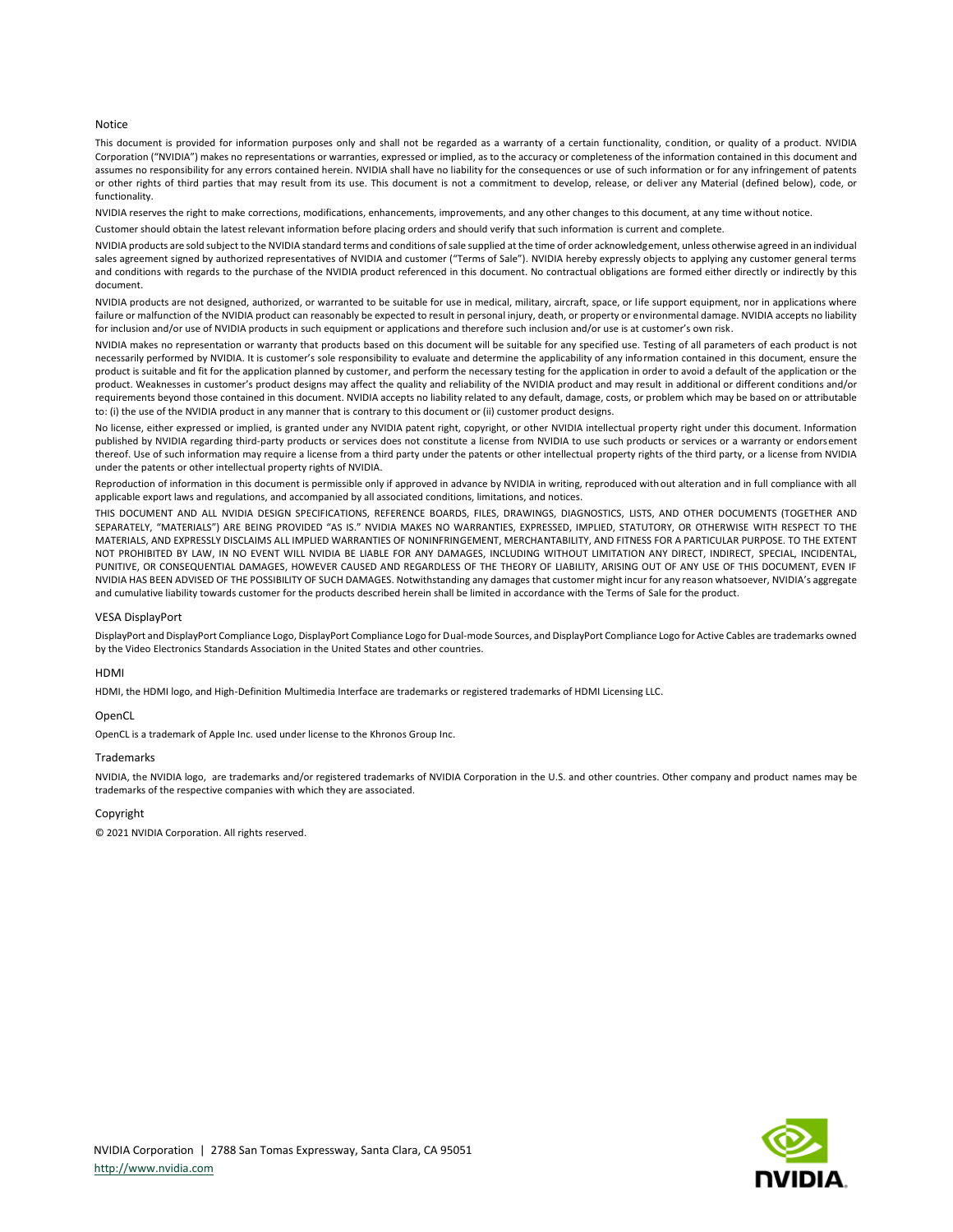## Notice

This document is provided for information purposes only and shall not be regarded as a warranty of a certain functionality, condition, or quality of a product. NVIDIA Corporation ("NVIDIA") makes no representations or warranties, expressed or implied, as to the accuracy or completeness of the information contained in this document and assumes no responsibility for any errors contained herein. NVIDIA shall have no liability for the consequences or use of such information or for any infringement of patents or other rights of third parties that may result from its use. This document is not a commitment to develop, release, or deliver any Material (defined below), code, or functionality.

NVIDIA reserves the right to make corrections, modifications, enhancements, improvements, and any other changes to this document, at any time without notice.

Customer should obtain the latest relevant information before placing orders and should verify that such information is current and complete.

NVIDIA products are sold subject to the NVIDIA standard terms and conditions of sale supplied at the time of order acknowledgement, unless otherwise agreed in an individual sales agreement signed by authorized representatives of NVIDIA and customer ("Terms of Sale"). NVIDIA hereby expressly objects to applying any customer general terms and conditions with regards to the purchase of the NVIDIA product referenced in this document. No contractual obligations are formed either directly or indirectly by this document.

NVIDIA products are not designed, authorized, or warranted to be suitable for use in medical, military, aircraft, space, or life support equipment, nor in applications where failure or malfunction of the NVIDIA product can reasonably be expected to result in personal injury, death, or property or environmental damage. NVIDIA accepts no liability for inclusion and/or use of NVIDIA products in such equipment or applications and therefore such inclusion and/or use is at customer's own risk.

NVIDIA makes no representation or warranty that products based on this document will be suitable for any specified use. Testing of all parameters of each product is not necessarily performed by NVIDIA. It is customer's sole responsibility to evaluate and determine the applicability of any information contained in this document, ensure the product is suitable and fit for the application planned by customer, and perform the necessary testing for the application in order to avoid a default of the application or the product. Weaknesses in customer's product designs may affect the quality and reliability of the NVIDIA product and may result in additional or different conditions and/or requirements beyond those contained in this document. NVIDIA accepts no liability related to any default, damage, costs, or problem which may be based on or attributable to: (i) the use of the NVIDIA product in any manner that is contrary to this document or (ii) customer product designs.

No license, either expressed or implied, is granted under any NVIDIA patent right, copyright, or other NVIDIA intellectual property right under this document. Information published by NVIDIA regarding third-party products or services does not constitute a license from NVIDIA to use such products or services or a warranty or endorsement thereof. Use of such information may require a license from a third party under the patents or other intellectual property rights of the third party, or a license from NVIDIA under the patents or other intellectual property rights of NVIDIA.

Reproduction of information in this document is permissible only if approved in advance by NVIDIA in writing, reproduced without alteration and in full compliance with all applicable export laws and regulations, and accompanied by all associated conditions, limitations, and notices.

THIS DOCUMENT AND ALL NVIDIA DESIGN SPECIFICATIONS, REFERENCE BOARDS, FILES, DRAWINGS, DIAGNOSTICS, LISTS, AND OTHER DOCUMENTS (TOGETHER AND SEPARATELY, "MATERIALS") ARE BEING PROVIDED "AS IS." NVIDIA MAKES NO WARRANTIES, EXPRESSED, IMPLIED, STATUTORY, OR OTHERWISE WITH RESPECT TO THE MATERIALS, AND EXPRESSLY DISCLAIMS ALL IMPLIED WARRANTIES OF NONINFRINGEMENT, MERCHANTABILITY, AND FITNESS FOR A PARTICULAR PURPOSE. TO THE EXTENT NOT PROHIBITED BY LAW, IN NO EVENT WILL NVIDIA BE LIABLE FOR ANY DAMAGES, INCLUDING WITHOUT LIMITATION ANY DIRECT, INDIRECT, SPECIAL, INCIDENTAL, PUNITIVE, OR CONSEQUENTIAL DAMAGES, HOWEVER CAUSED AND REGARDLESS OF THE THEORY OF LIABILITY, ARISING OUT OF ANY USE OF THIS DOCUMENT, EVEN IF NVIDIA HAS BEEN ADVISED OF THE POSSIBILITY OF SUCH DAMAGES. Notwithstanding any damages that customer might incur for any reason whatsoever, NVIDIA's aggregate and cumulative liability towards customer for the products described herein shall be limited in accordance with the Terms of Sale for the product.

## VESA DisplayPort

DisplayPort and DisplayPort Compliance Logo, DisplayPort Compliance Logo for Dual-mode Sources, and DisplayPort Compliance Logo for Active Cables are trademarks owned by the Video Electronics Standards Association in the United States and other countries.

## HDMI

HDMI, the HDMI logo, and High-Definition Multimedia Interface are trademarks or registered trademarks of HDMI Licensing LLC.

## OpenCL

OpenCL is a trademark of Apple Inc. used under license to the Khronos Group Inc.

## Trademarks

NVIDIA, the NVIDIA logo, are trademarks and/or registered trademarks of NVIDIA Corporation in the U.S. and other countries. Other company and product names may be trademarks of the respective companies with which they are associated.

## Copyright

© 2021 NVIDIA Corporation. All rights reserved.

NVIDIA Corporation | 2788 San Tomas Expressway, Santa Clara, CA 95051
http://www.nvidia.com